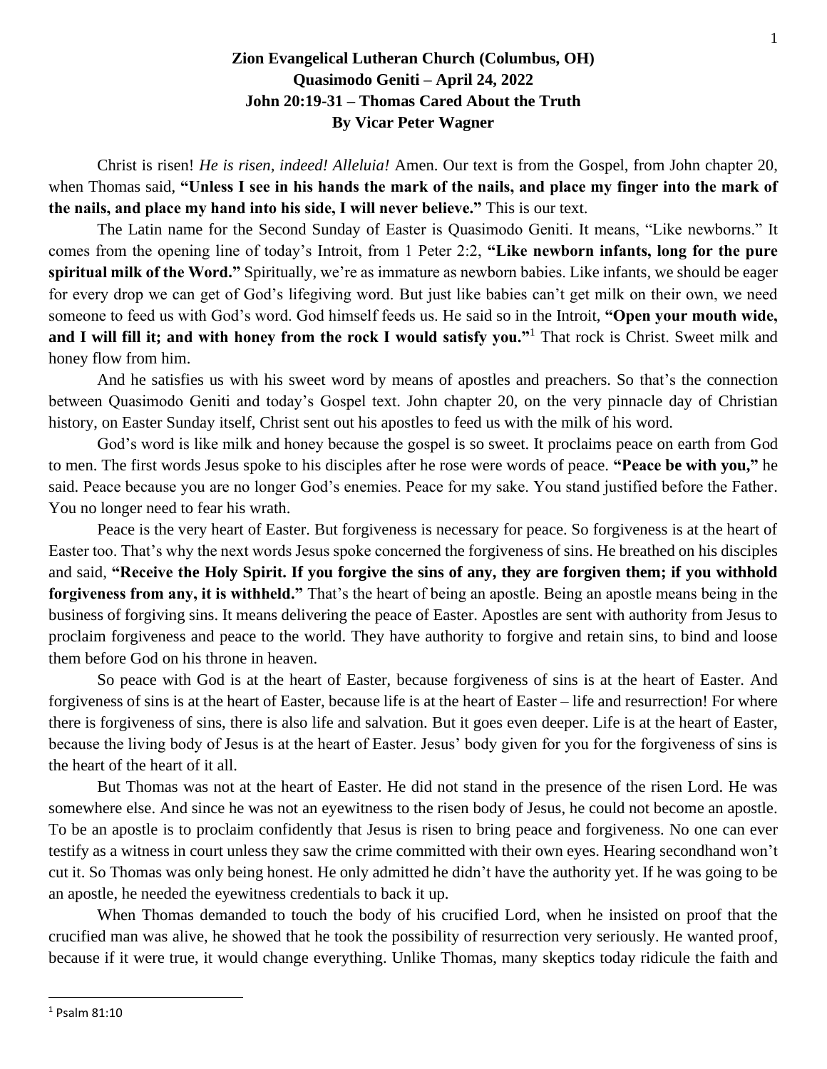**Zion Evangelical Lutheran Church (Columbus, OH)**
**Quasimodo Geniti – April 24, 2022**
**John 20:19-31 – Thomas Cared About the Truth**
**By Vicar Peter Wagner**

Christ is risen! *He is risen, indeed! Alleluia!* Amen. Our text is from the Gospel, from John chapter 20, when Thomas said, **"Unless I see in his hands the mark of the nails, and place my finger into the mark of the nails, and place my hand into his side, I will never believe."** This is our text.

The Latin name for the Second Sunday of Easter is Quasimodo Geniti. It means, "Like newborns." It comes from the opening line of today's Introit, from 1 Peter 2:2, **"Like newborn infants, long for the pure spiritual milk of the Word."** Spiritually, we're as immature as newborn babies. Like infants, we should be eager for every drop we can get of God's lifegiving word. But just like babies can't get milk on their own, we need someone to feed us with God's word. God himself feeds us. He said so in the Introit, **"Open your mouth wide, and I will fill it; and with honey from the rock I would satisfy you."**[1] That rock is Christ. Sweet milk and honey flow from him.

And he satisfies us with his sweet word by means of apostles and preachers. So that's the connection between Quasimodo Geniti and today's Gospel text. John chapter 20, on the very pinnacle day of Christian history, on Easter Sunday itself, Christ sent out his apostles to feed us with the milk of his word.

God's word is like milk and honey because the gospel is so sweet. It proclaims peace on earth from God to men. The first words Jesus spoke to his disciples after he rose were words of peace. **"Peace be with you,"** he said. Peace because you are no longer God's enemies. Peace for my sake. You stand justified before the Father. You no longer need to fear his wrath.

Peace is the very heart of Easter. But forgiveness is necessary for peace. So forgiveness is at the heart of Easter too. That's why the next words Jesus spoke concerned the forgiveness of sins. He breathed on his disciples and said, **"Receive the Holy Spirit. If you forgive the sins of any, they are forgiven them; if you withhold forgiveness from any, it is withheld."** That's the heart of being an apostle. Being an apostle means being in the business of forgiving sins. It means delivering the peace of Easter. Apostles are sent with authority from Jesus to proclaim forgiveness and peace to the world. They have authority to forgive and retain sins, to bind and loose them before God on his throne in heaven.

So peace with God is at the heart of Easter, because forgiveness of sins is at the heart of Easter. And forgiveness of sins is at the heart of Easter, because life is at the heart of Easter – life and resurrection! For where there is forgiveness of sins, there is also life and salvation. But it goes even deeper. Life is at the heart of Easter, because the living body of Jesus is at the heart of Easter. Jesus' body given for you for the forgiveness of sins is the heart of the heart of it all.

But Thomas was not at the heart of Easter. He did not stand in the presence of the risen Lord. He was somewhere else. And since he was not an eyewitness to the risen body of Jesus, he could not become an apostle. To be an apostle is to proclaim confidently that Jesus is risen to bring peace and forgiveness. No one can ever testify as a witness in court unless they saw the crime committed with their own eyes. Hearing secondhand won't cut it. So Thomas was only being honest. He only admitted he didn't have the authority yet. If he was going to be an apostle, he needed the eyewitness credentials to back it up.

When Thomas demanded to touch the body of his crucified Lord, when he insisted on proof that the crucified man was alive, he showed that he took the possibility of resurrection very seriously. He wanted proof, because if it were true, it would change everything. Unlike Thomas, many skeptics today ridicule the faith and

[1] Psalm 81:10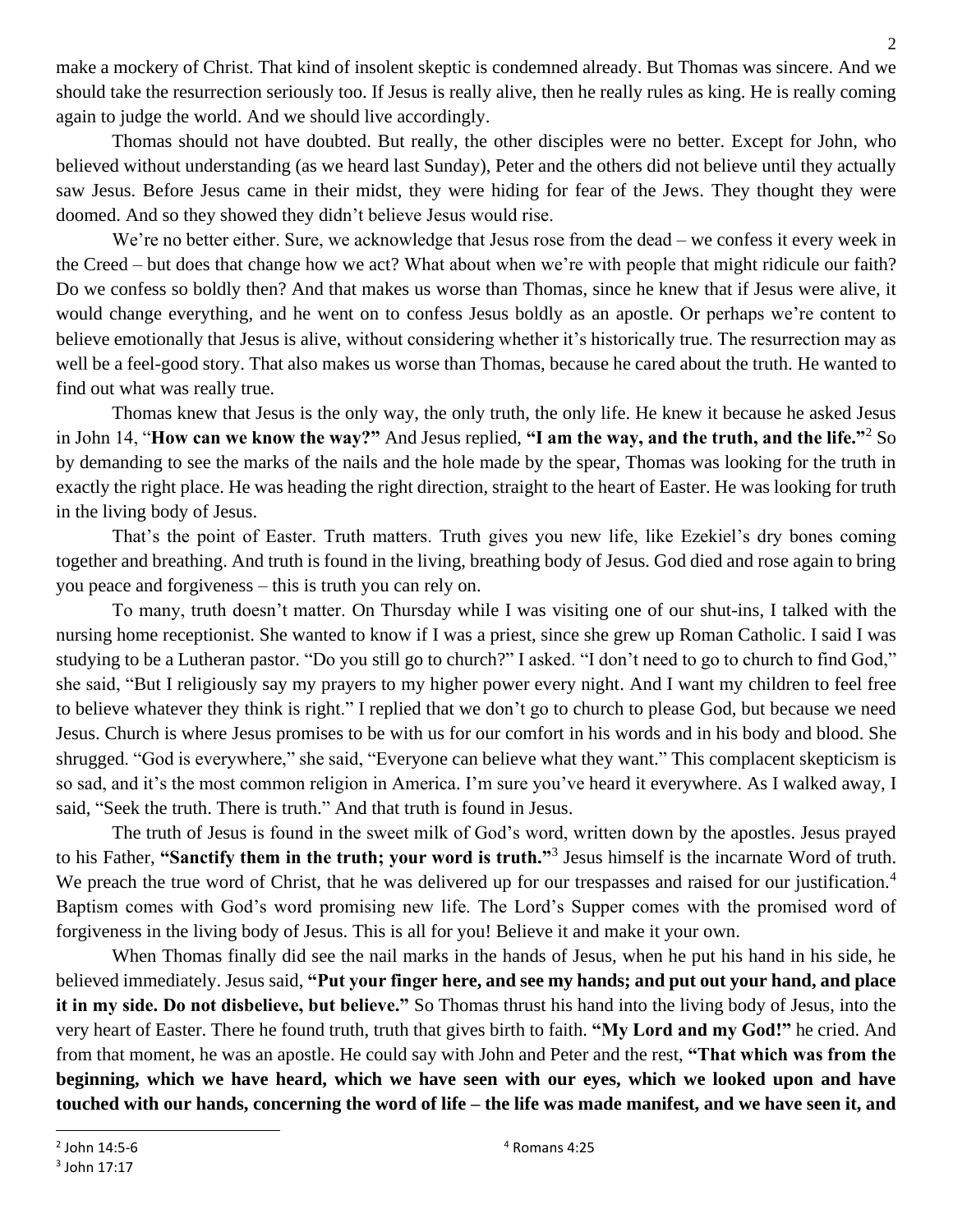make a mockery of Christ. That kind of insolent skeptic is condemned already. But Thomas was sincere. And we should take the resurrection seriously too. If Jesus is really alive, then he really rules as king. He is really coming again to judge the world. And we should live accordingly.

Thomas should not have doubted. But really, the other disciples were no better. Except for John, who believed without understanding (as we heard last Sunday), Peter and the others did not believe until they actually saw Jesus. Before Jesus came in their midst, they were hiding for fear of the Jews. They thought they were doomed. And so they showed they didn't believe Jesus would rise.

We're no better either. Sure, we acknowledge that Jesus rose from the dead – we confess it every week in the Creed – but does that change how we act? What about when we're with people that might ridicule our faith? Do we confess so boldly then? And that makes us worse than Thomas, since he knew that if Jesus were alive, it would change everything, and he went on to confess Jesus boldly as an apostle. Or perhaps we're content to believe emotionally that Jesus is alive, without considering whether it's historically true. The resurrection may as well be a feel-good story. That also makes us worse than Thomas, because he cared about the truth. He wanted to find out what was really true.

Thomas knew that Jesus is the only way, the only truth, the only life. He knew it because he asked Jesus in John 14, "**How can we know the way?"** And Jesus replied, **"I am the way, and the truth, and the life."**[2] So by demanding to see the marks of the nails and the hole made by the spear, Thomas was looking for the truth in exactly the right place. He was heading the right direction, straight to the heart of Easter. He was looking for truth in the living body of Jesus.

That's the point of Easter. Truth matters. Truth gives you new life, like Ezekiel's dry bones coming together and breathing. And truth is found in the living, breathing body of Jesus. God died and rose again to bring you peace and forgiveness – this is truth you can rely on.

To many, truth doesn't matter. On Thursday while I was visiting one of our shut-ins, I talked with the nursing home receptionist. She wanted to know if I was a priest, since she grew up Roman Catholic. I said I was studying to be a Lutheran pastor. "Do you still go to church?" I asked. "I don't need to go to church to find God," she said, "But I religiously say my prayers to my higher power every night. And I want my children to feel free to believe whatever they think is right." I replied that we don't go to church to please God, but because we need Jesus. Church is where Jesus promises to be with us for our comfort in his words and in his body and blood. She shrugged. "God is everywhere," she said, "Everyone can believe what they want." This complacent skepticism is so sad, and it's the most common religion in America. I'm sure you've heard it everywhere. As I walked away, I said, "Seek the truth. There is truth." And that truth is found in Jesus.

The truth of Jesus is found in the sweet milk of God's word, written down by the apostles. Jesus prayed to his Father, **"Sanctify them in the truth; your word is truth."**[3] Jesus himself is the incarnate Word of truth. We preach the true word of Christ, that he was delivered up for our trespasses and raised for our justification.[4] Baptism comes with God's word promising new life. The Lord's Supper comes with the promised word of forgiveness in the living body of Jesus. This is all for you! Believe it and make it your own.

When Thomas finally did see the nail marks in the hands of Jesus, when he put his hand in his side, he believed immediately. Jesus said, **"Put your finger here, and see my hands; and put out your hand, and place it in my side. Do not disbelieve, but believe."** So Thomas thrust his hand into the living body of Jesus, into the very heart of Easter. There he found truth, truth that gives birth to faith. **"My Lord and my God!"** he cried. And from that moment, he was an apostle. He could say with John and Peter and the rest, **"That which was from the beginning, which we have heard, which we have seen with our eyes, which we looked upon and have touched with our hands, concerning the word of life – the life was made manifest, and we have seen it, and**

---

[2] John 14:5-6

[3] John 17:17

[4] Romans 4:25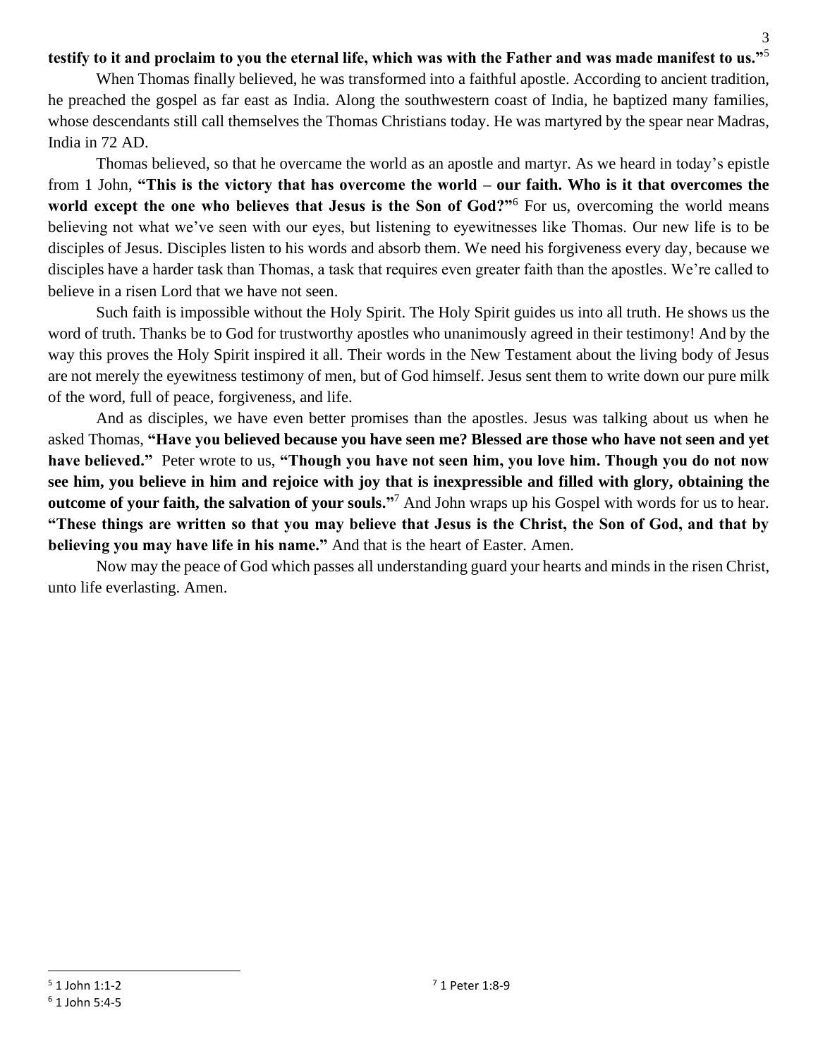**testify to it and proclaim to you the eternal life, which was with the Father and was made manifest to us."**[5]

When Thomas finally believed, he was transformed into a faithful apostle. According to ancient tradition, he preached the gospel as far east as India. Along the southwestern coast of India, he baptized many families, whose descendants still call themselves the Thomas Christians today. He was martyred by the spear near Madras, India in 72 AD.

Thomas believed, so that he overcame the world as an apostle and martyr. As we heard in today's epistle from 1 John, **"This is the victory that has overcome the world – our faith. Who is it that overcomes the world except the one who believes that Jesus is the Son of God?"**[6] For us, overcoming the world means believing not what we've seen with our eyes, but listening to eyewitnesses like Thomas. Our new life is to be disciples of Jesus. Disciples listen to his words and absorb them. We need his forgiveness every day, because we disciples have a harder task than Thomas, a task that requires even greater faith than the apostles. We're called to believe in a risen Lord that we have not seen.

Such faith is impossible without the Holy Spirit. The Holy Spirit guides us into all truth. He shows us the word of truth. Thanks be to God for trustworthy apostles who unanimously agreed in their testimony! And by the way this proves the Holy Spirit inspired it all. Their words in the New Testament about the living body of Jesus are not merely the eyewitness testimony of men, but of God himself. Jesus sent them to write down our pure milk of the word, full of peace, forgiveness, and life.

And as disciples, we have even better promises than the apostles. Jesus was talking about us when he asked Thomas, **"Have you believed because you have seen me? Blessed are those who have not seen and yet have believed."** Peter wrote to us, **"Though you have not seen him, you love him. Though you do not now see him, you believe in him and rejoice with joy that is inexpressible and filled with glory, obtaining the outcome of your faith, the salvation of your souls."**[7] And John wraps up his Gospel with words for us to hear. **"These things are written so that you may believe that Jesus is the Christ, the Son of God, and that by believing you may have life in his name."** And that is the heart of Easter. Amen.

Now may the peace of God which passes all understanding guard your hearts and minds in the risen Christ, unto life everlasting. Amen.

---

[5] 1 John 1:1-2

[6] 1 John 5:4-5

[7] 1 Peter 1:8-9